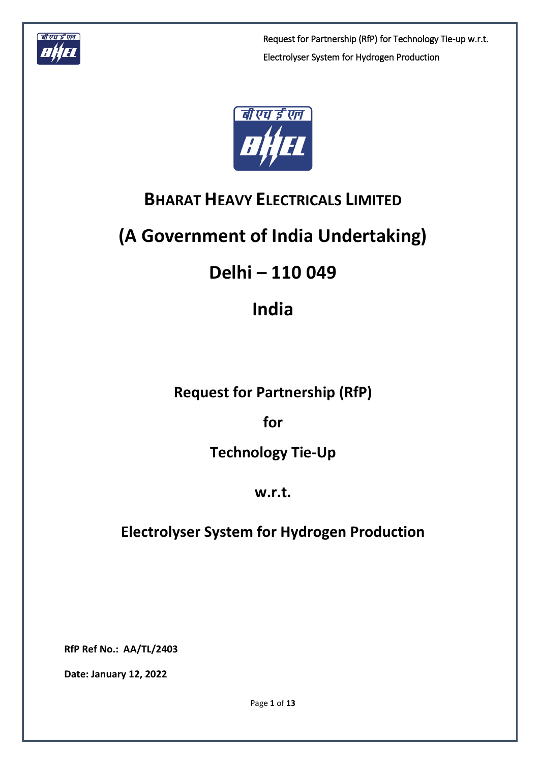# BHARAT HEAVY ELECTRICALS LIMITED

# (A Government of India Undertaking)

# Delhi – 110 049

# India

## Request for Partnership (RfP)

## for

## Technology Tie-Up

## w.r.t.

## Electrolyser System for Hydrogen Production

**RfP Ref No.: AA/TL/2403**

**Date: January 12, 2022**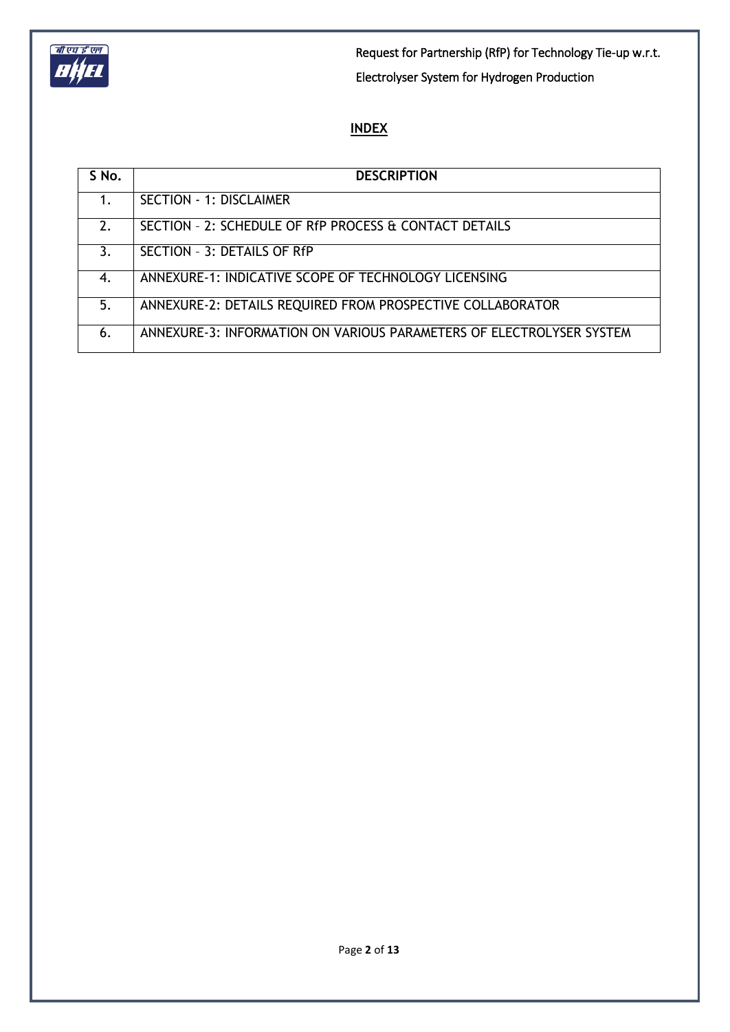## INDEX

| S No. | DESCRIPTION |
|---|---|
| 1. | SECTION - 1: DISCLAIMER |
| 2. | SECTION – 2: SCHEDULE OF RfP PROCESS & CONTACT DETAILS |
| 3. | SECTION – 3: DETAILS OF RfP |
| 4. | ANNEXURE-1: INDICATIVE SCOPE OF TECHNOLOGY LICENSING |
| 5. | ANNEXURE-2: DETAILS REQUIRED FROM PROSPECTIVE COLLABORATOR |
| 6. | ANNEXURE-3: INFORMATION ON VARIOUS PARAMETERS OF ELECTROLYSER SYSTEM |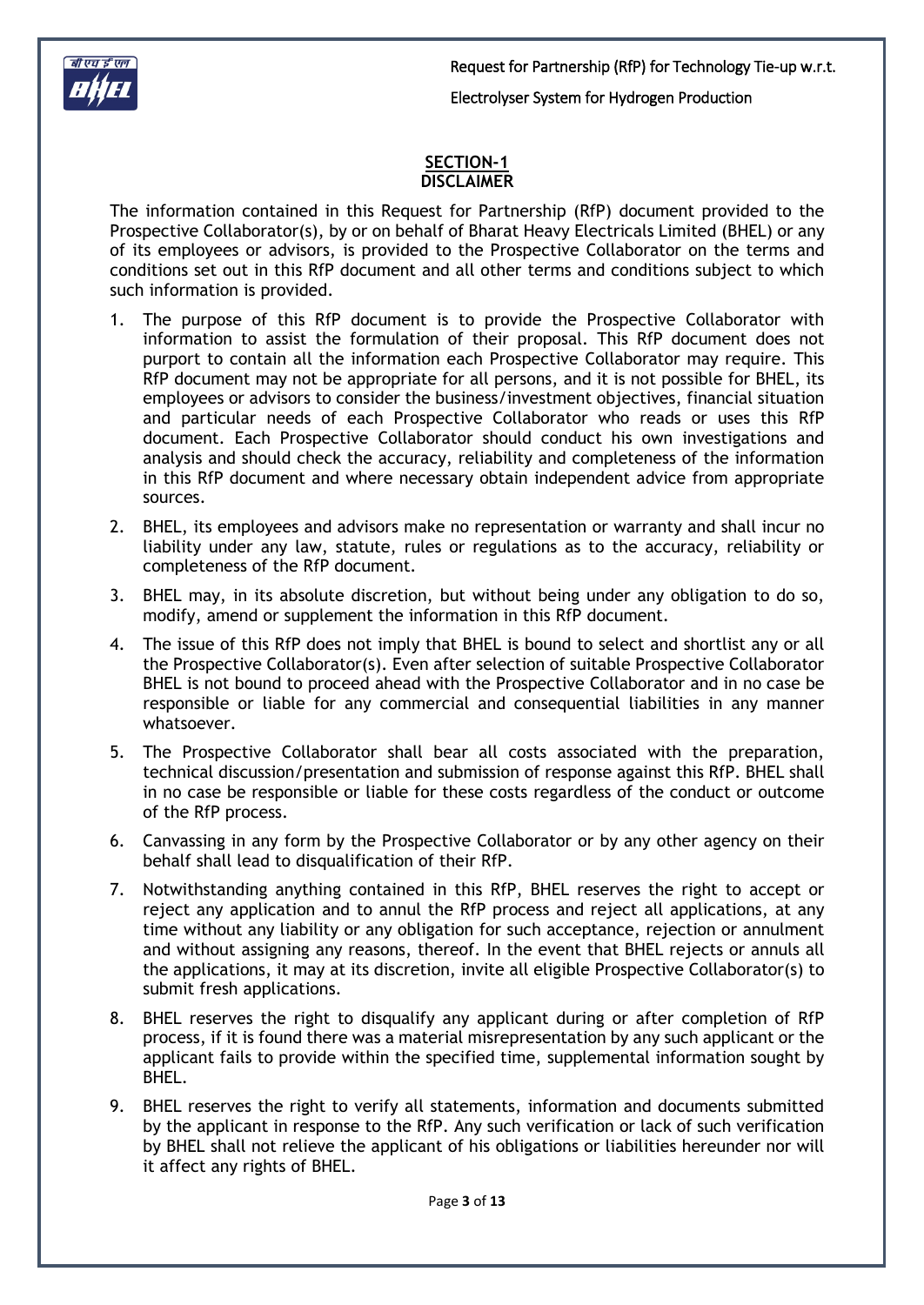## SECTION-1
## DISCLAIMER

The information contained in this Request for Partnership (RfP) document provided to the Prospective Collaborator(s), by or on behalf of Bharat Heavy Electricals Limited (BHEL) or any of its employees or advisors, is provided to the Prospective Collaborator on the terms and conditions set out in this RfP document and all other terms and conditions subject to which such information is provided.

1. The purpose of this RfP document is to provide the Prospective Collaborator with information to assist the formulation of their proposal. This RfP document does not purport to contain all the information each Prospective Collaborator may require. This RfP document may not be appropriate for all persons, and it is not possible for BHEL, its employees or advisors to consider the business/investment objectives, financial situation and particular needs of each Prospective Collaborator who reads or uses this RfP document. Each Prospective Collaborator should conduct his own investigations and analysis and should check the accuracy, reliability and completeness of the information in this RfP document and where necessary obtain independent advice from appropriate sources.
2. BHEL, its employees and advisors make no representation or warranty and shall incur no liability under any law, statute, rules or regulations as to the accuracy, reliability or completeness of the RfP document.
3. BHEL may, in its absolute discretion, but without being under any obligation to do so, modify, amend or supplement the information in this RfP document.
4. The issue of this RfP does not imply that BHEL is bound to select and shortlist any or all the Prospective Collaborator(s). Even after selection of suitable Prospective Collaborator BHEL is not bound to proceed ahead with the Prospective Collaborator and in no case be responsible or liable for any commercial and consequential liabilities in any manner whatsoever.
5. The Prospective Collaborator shall bear all costs associated with the preparation, technical discussion/presentation and submission of response against this RfP. BHEL shall in no case be responsible or liable for these costs regardless of the conduct or outcome of the RfP process.
6. Canvassing in any form by the Prospective Collaborator or by any other agency on their behalf shall lead to disqualification of their RfP.
7. Notwithstanding anything contained in this RfP, BHEL reserves the right to accept or reject any application and to annul the RfP process and reject all applications, at any time without any liability or any obligation for such acceptance, rejection or annulment and without assigning any reasons, thereof. In the event that BHEL rejects or annuls all the applications, it may at its discretion, invite all eligible Prospective Collaborator(s) to submit fresh applications.
8. BHEL reserves the right to disqualify any applicant during or after completion of RfP process, if it is found there was a material misrepresentation by any such applicant or the applicant fails to provide within the specified time, supplemental information sought by BHEL.
9. BHEL reserves the right to verify all statements, information and documents submitted by the applicant in response to the RfP. Any such verification or lack of such verification by BHEL shall not relieve the applicant of his obligations or liabilities hereunder nor will it affect any rights of BHEL.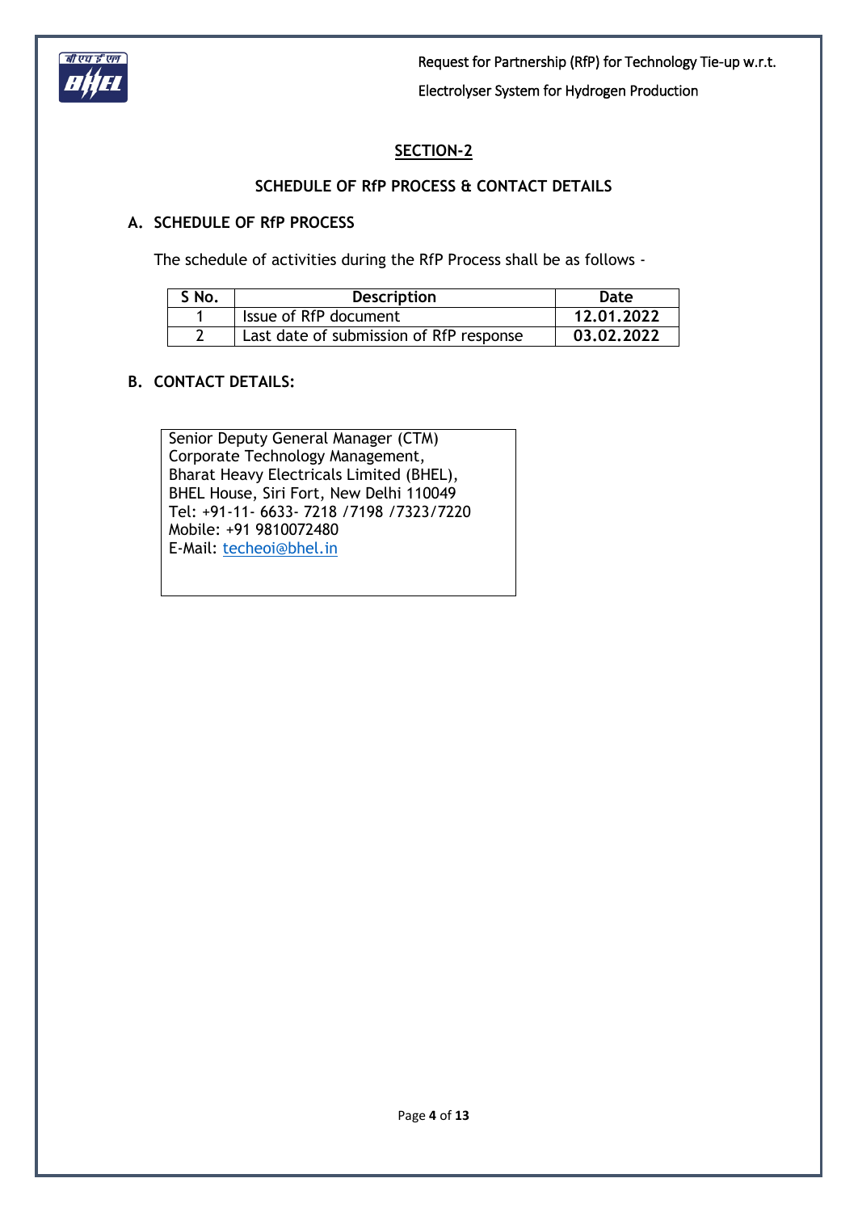## SECTION-2

### SCHEDULE OF RfP PROCESS & CONTACT DETAILS

**A. SCHEDULE OF RfP PROCESS**

The schedule of activities during the RfP Process shall be as follows -

| S No. | Description | Date |
|---|---|---|
| 1 | Issue of RfP document | **12.01.2022** |
| 2 | Last date of submission of RfP response | **03.02.2022** |

**B. CONTACT DETAILS:**

Senior Deputy General Manager (CTM)
Corporate Technology Management,
Bharat Heavy Electricals Limited (BHEL),
BHEL House, Siri Fort, New Delhi 110049
Tel: +91-11- 6633- 7218 /7198 /7323/7220
Mobile: +91 9810072480
E-Mail: techeoi@bhel.in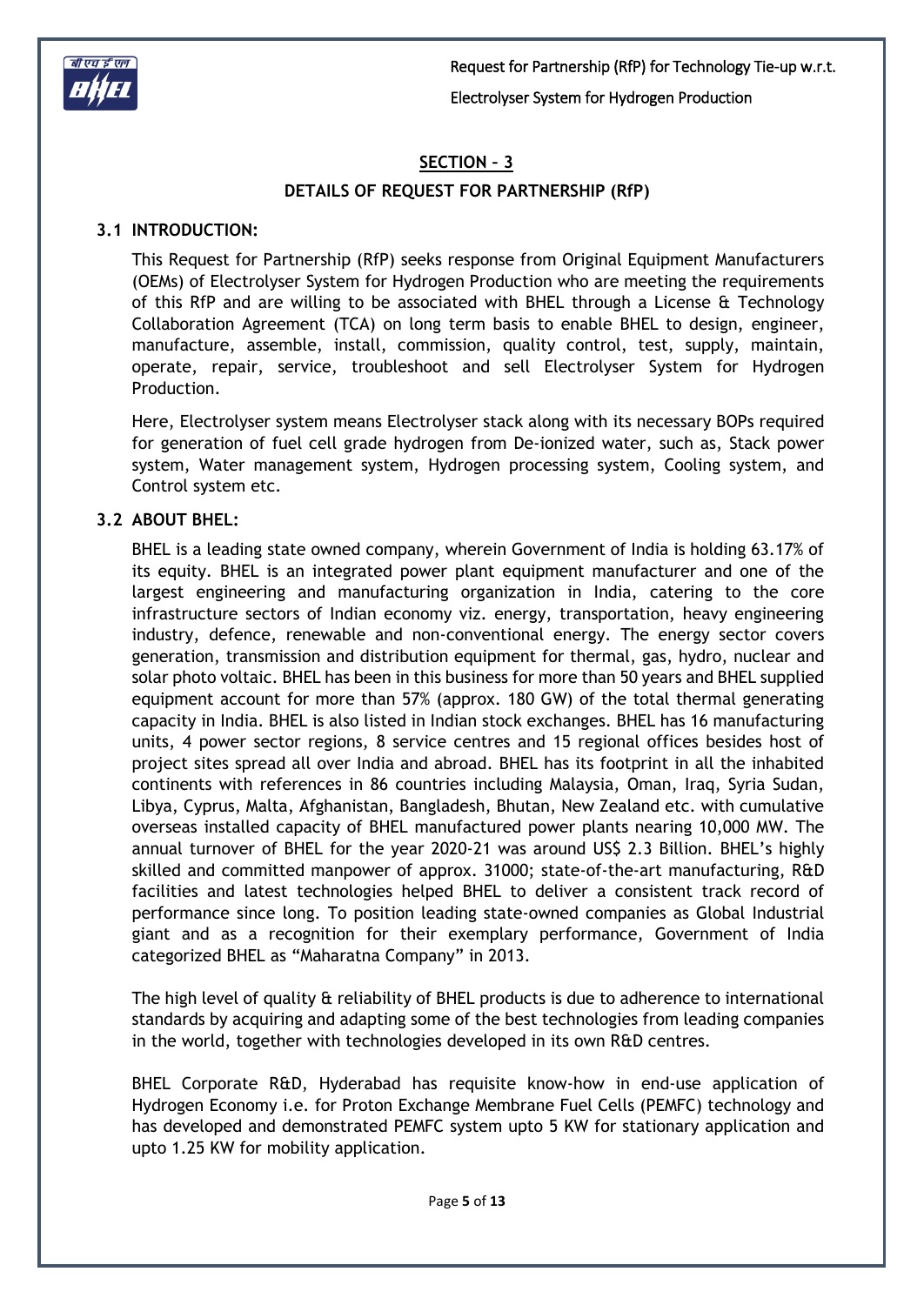## SECTION – 3

### DETAILS OF REQUEST FOR PARTNERSHIP (RfP)

### 3.1 INTRODUCTION:

This Request for Partnership (RfP) seeks response from Original Equipment Manufacturers (OEMs) of Electrolyser System for Hydrogen Production who are meeting the requirements of this RfP and are willing to be associated with BHEL through a License & Technology Collaboration Agreement (TCA) on long term basis to enable BHEL to design, engineer, manufacture, assemble, install, commission, quality control, test, supply, maintain, operate, repair, service, troubleshoot and sell Electrolyser System for Hydrogen Production.

Here, Electrolyser system means Electrolyser stack along with its necessary BOPs required for generation of fuel cell grade hydrogen from De-ionized water, such as, Stack power system, Water management system, Hydrogen processing system, Cooling system, and Control system etc.

### 3.2 ABOUT BHEL:

BHEL is a leading state owned company, wherein Government of India is holding 63.17% of its equity. BHEL is an integrated power plant equipment manufacturer and one of the largest engineering and manufacturing organization in India, catering to the core infrastructure sectors of Indian economy viz. energy, transportation, heavy engineering industry, defence, renewable and non-conventional energy. The energy sector covers generation, transmission and distribution equipment for thermal, gas, hydro, nuclear and solar photo voltaic. BHEL has been in this business for more than 50 years and BHEL supplied equipment account for more than 57% (approx. 180 GW) of the total thermal generating capacity in India. BHEL is also listed in Indian stock exchanges. BHEL has 16 manufacturing units, 4 power sector regions, 8 service centres and 15 regional offices besides host of project sites spread all over India and abroad. BHEL has its footprint in all the inhabited continents with references in 86 countries including Malaysia, Oman, Iraq, Syria Sudan, Libya, Cyprus, Malta, Afghanistan, Bangladesh, Bhutan, New Zealand etc. with cumulative overseas installed capacity of BHEL manufactured power plants nearing 10,000 MW. The annual turnover of BHEL for the year 2020-21 was around US$ 2.3 Billion. BHEL's highly skilled and committed manpower of approx. 31000; state-of-the-art manufacturing, R&D facilities and latest technologies helped BHEL to deliver a consistent track record of performance since long. To position leading state-owned companies as Global Industrial giant and as a recognition for their exemplary performance, Government of India categorized BHEL as "Maharatna Company" in 2013.

The high level of quality & reliability of BHEL products is due to adherence to international standards by acquiring and adapting some of the best technologies from leading companies in the world, together with technologies developed in its own R&D centres.

BHEL Corporate R&D, Hyderabad has requisite know-how in end-use application of Hydrogen Economy i.e. for Proton Exchange Membrane Fuel Cells (PEMFC) technology and has developed and demonstrated PEMFC system upto 5 KW for stationary application and upto 1.25 KW for mobility application.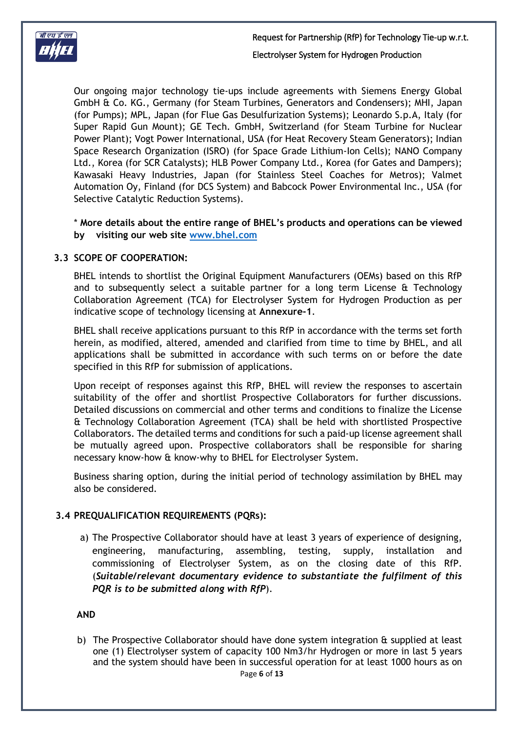Our ongoing major technology tie-ups include agreements with Siemens Energy Global GmbH & Co. KG., Germany (for Steam Turbines, Generators and Condensers); MHI, Japan (for Pumps); MPL, Japan (for Flue Gas Desulfurization Systems); Leonardo S.p.A, Italy (for Super Rapid Gun Mount); GE Tech. GmbH, Switzerland (for Steam Turbine for Nuclear Power Plant); Vogt Power International, USA (for Heat Recovery Steam Generators); Indian Space Research Organization (ISRO) (for Space Grade Lithium-Ion Cells); NANO Company Ltd., Korea (for SCR Catalysts); HLB Power Company Ltd., Korea (for Gates and Dampers); Kawasaki Heavy Industries, Japan (for Stainless Steel Coaches for Metros); Valmet Automation Oy, Finland (for DCS System) and Babcock Power Environmental Inc., USA (for Selective Catalytic Reduction Systems).

* **More details about the entire range of BHEL's products and operations can be viewed by visiting our web site [www.bhel.com](http://www.bhel.com)**

### 3.3 SCOPE OF COOPERATION:

BHEL intends to shortlist the Original Equipment Manufacturers (OEMs) based on this RfP and to subsequently select a suitable partner for a long term License & Technology Collaboration Agreement (TCA) for Electrolyser System for Hydrogen Production as per indicative scope of technology licensing at **Annexure-1**.

BHEL shall receive applications pursuant to this RfP in accordance with the terms set forth herein, as modified, altered, amended and clarified from time to time by BHEL, and all applications shall be submitted in accordance with such terms on or before the date specified in this RfP for submission of applications.

Upon receipt of responses against this RfP, BHEL will review the responses to ascertain suitability of the offer and shortlist Prospective Collaborators for further discussions. Detailed discussions on commercial and other terms and conditions to finalize the License & Technology Collaboration Agreement (TCA) shall be held with shortlisted Prospective Collaborators. The detailed terms and conditions for such a paid-up license agreement shall be mutually agreed upon. Prospective collaborators shall be responsible for sharing necessary know-how & know-why to BHEL for Electrolyser System.

Business sharing option, during the initial period of technology assimilation by BHEL may also be considered.

### 3.4 PREQUALIFICATION REQUIREMENTS (PQRs):

a) The Prospective Collaborator should have at least 3 years of experience of designing, engineering, manufacturing, assembling, testing, supply, installation and commissioning of Electrolyser System, as on the closing date of this RfP. (***Suitable/relevant documentary evidence to substantiate the fulfilment of this PQR is to be submitted along with RfP***).

**AND**

b) The Prospective Collaborator should have done system integration & supplied at least one (1) Electrolyser system of capacity 100 Nm3/hr Hydrogen or more in last 5 years and the system should have been in successful operation for at least 1000 hours as on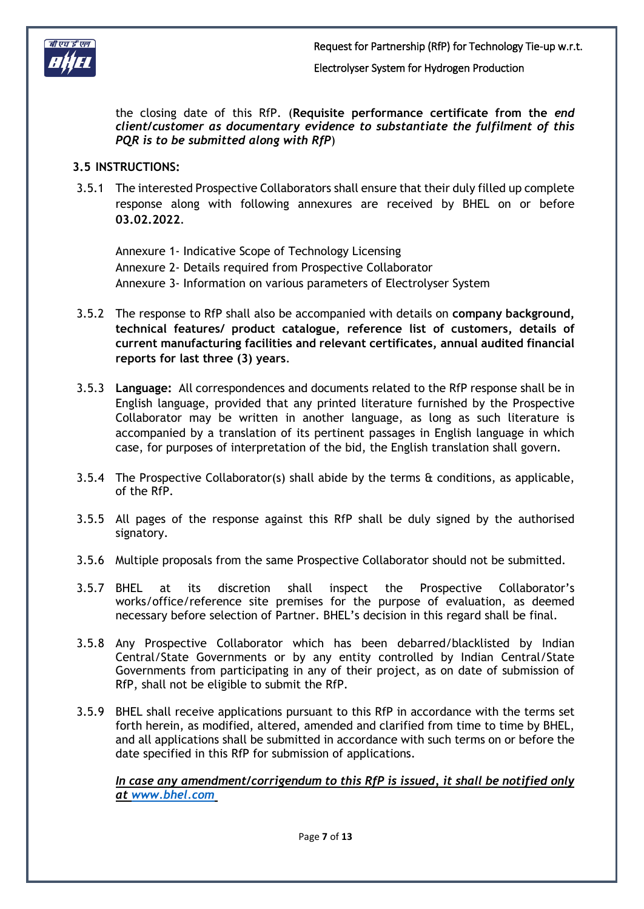the closing date of this RfP. (**Requisite performance certificate from the *end client/customer as documentary evidence to substantiate the fulfilment of this PQR is to be submitted along with RfP***)

### 3.5 INSTRUCTIONS:

3.5.1 The interested Prospective Collaborators shall ensure that their duly filled up complete response along with following annexures are received by BHEL on or before **03.02.2022**.

Annexure 1- Indicative Scope of Technology Licensing
Annexure 2- Details required from Prospective Collaborator
Annexure 3- Information on various parameters of Electrolyser System

3.5.2 The response to RfP shall also be accompanied with details on **company background, technical features/ product catalogue, reference list of customers, details of current manufacturing facilities and relevant certificates, annual audited financial reports for last three (3) years**.

3.5.3 **Language:** All correspondences and documents related to the RfP response shall be in English language, provided that any printed literature furnished by the Prospective Collaborator may be written in another language, as long as such literature is accompanied by a translation of its pertinent passages in English language in which case, for purposes of interpretation of the bid, the English translation shall govern.

3.5.4 The Prospective Collaborator(s) shall abide by the terms & conditions, as applicable, of the RfP.

3.5.5 All pages of the response against this RfP shall be duly signed by the authorised signatory.

3.5.6 Multiple proposals from the same Prospective Collaborator should not be submitted.

3.5.7 BHEL at its discretion shall inspect the Prospective Collaborator's works/office/reference site premises for the purpose of evaluation, as deemed necessary before selection of Partner. BHEL's decision in this regard shall be final.

3.5.8 Any Prospective Collaborator which has been debarred/blacklisted by Indian Central/State Governments or by any entity controlled by Indian Central/State Governments from participating in any of their project, as on date of submission of RfP, shall not be eligible to submit the RfP.

3.5.9 BHEL shall receive applications pursuant to this RfP in accordance with the terms set forth herein, as modified, altered, amended and clarified from time to time by BHEL, and all applications shall be submitted in accordance with such terms on or before the date specified in this RfP for submission of applications.

***In case any amendment/corrigendum to this RfP is issued, it shall be notified only at www.bhel.com***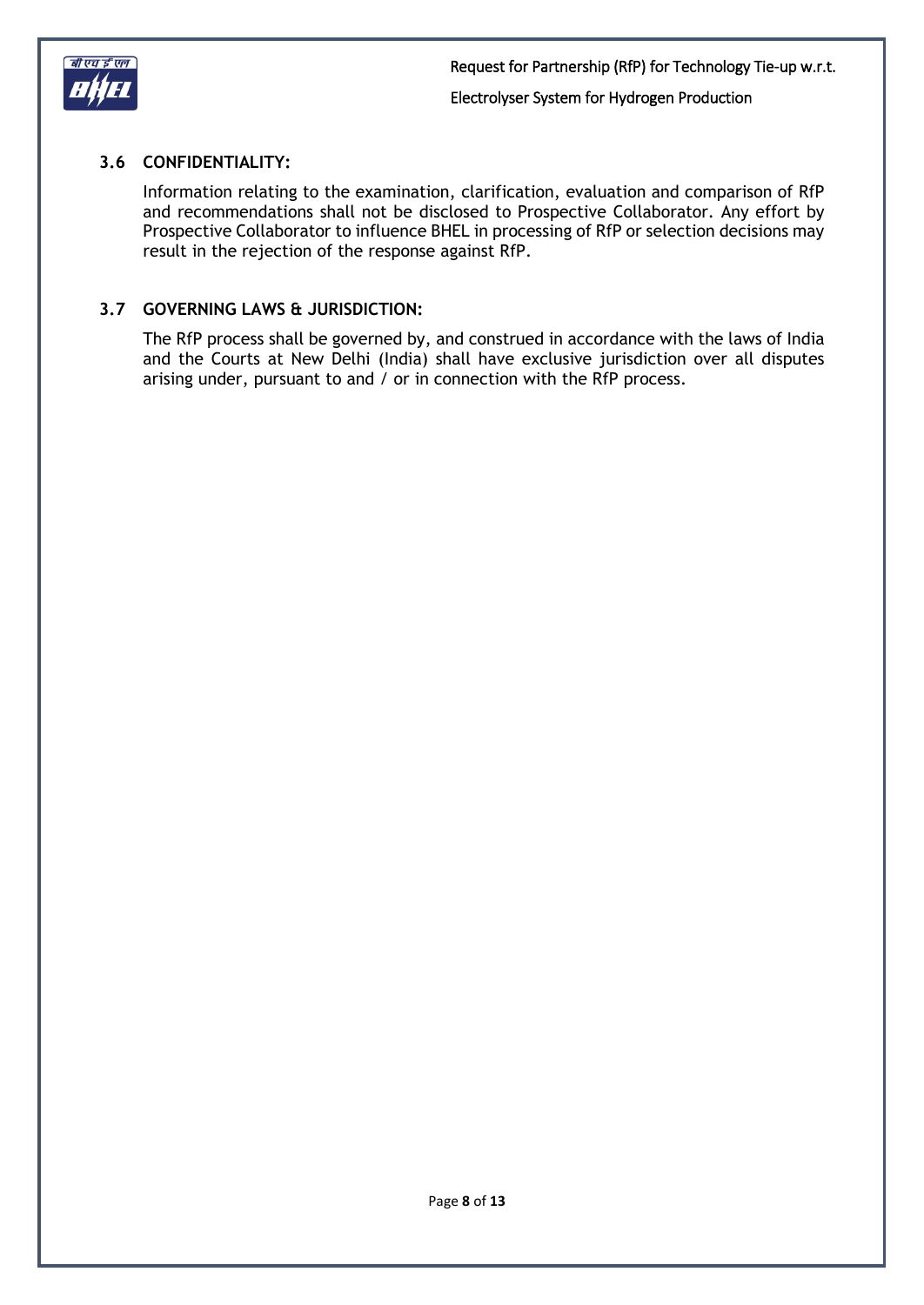### 3.6 CONFIDENTIALITY:

Information relating to the examination, clarification, evaluation and comparison of RfP and recommendations shall not be disclosed to Prospective Collaborator. Any effort by Prospective Collaborator to influence BHEL in processing of RfP or selection decisions may result in the rejection of the response against RfP.

### 3.7 GOVERNING LAWS & JURISDICTION:

The RfP process shall be governed by, and construed in accordance with the laws of India and the Courts at New Delhi (India) shall have exclusive jurisdiction over all disputes arising under, pursuant to and / or in connection with the RfP process.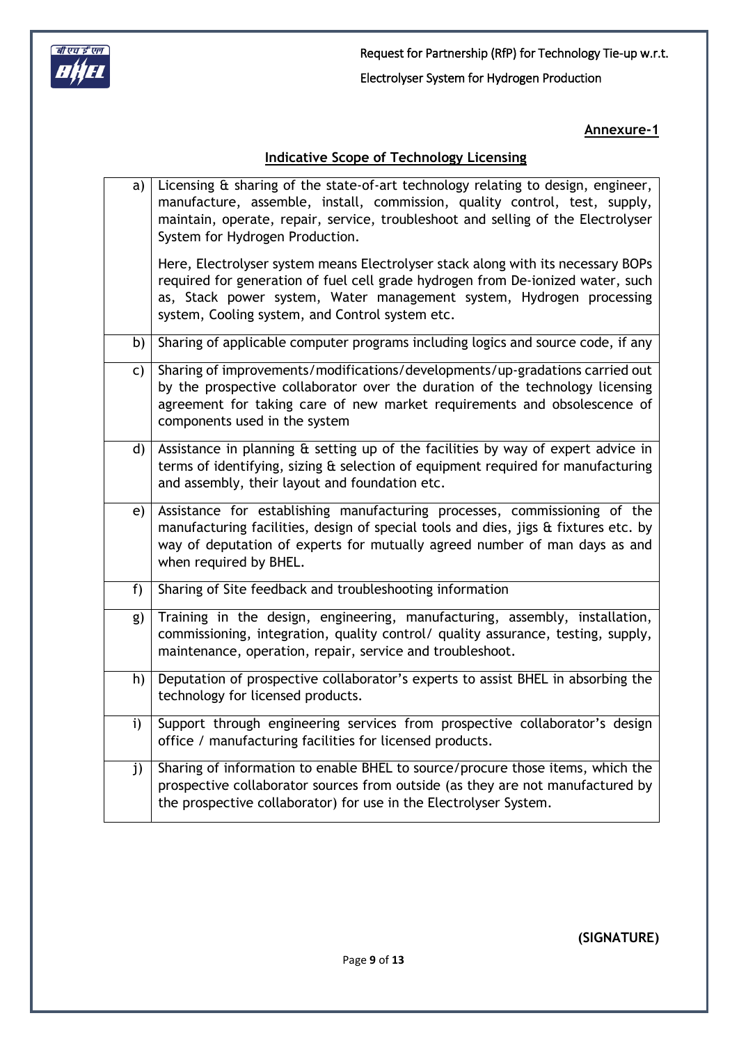**Annexure-1**

**Indicative Scope of Technology Licensing**

| | |
|---|---|
| a) | Licensing & sharing of the state-of-art technology relating to design, engineer, manufacture, assemble, install, commission, quality control, test, supply, maintain, operate, repair, service, troubleshoot and selling of the Electrolyser System for Hydrogen Production.<br><br>Here, Electrolyser system means Electrolyser stack along with its necessary BOPs required for generation of fuel cell grade hydrogen from De-ionized water, such as, Stack power system, Water management system, Hydrogen processing system, Cooling system, and Control system etc. |
| b) | Sharing of applicable computer programs including logics and source code, if any |
| c) | Sharing of improvements/modifications/developments/up-gradations carried out by the prospective collaborator over the duration of the technology licensing agreement for taking care of new market requirements and obsolescence of components used in the system |
| d) | Assistance in planning & setting up of the facilities by way of expert advice in terms of identifying, sizing & selection of equipment required for manufacturing and assembly, their layout and foundation etc. |
| e) | Assistance for establishing manufacturing processes, commissioning of the manufacturing facilities, design of special tools and dies, jigs & fixtures etc. by way of deputation of experts for mutually agreed number of man days as and when required by BHEL. |
| f) | Sharing of Site feedback and troubleshooting information |
| g) | Training in the design, engineering, manufacturing, assembly, installation, commissioning, integration, quality control/ quality assurance, testing, supply, maintenance, operation, repair, service and troubleshoot. |
| h) | Deputation of prospective collaborator's experts to assist BHEL in absorbing the technology for licensed products. |
| i) | Support through engineering services from prospective collaborator's design office / manufacturing facilities for licensed products. |
| j) | Sharing of information to enable BHEL to source/procure those items, which the prospective collaborator sources from outside (as they are not manufactured by the prospective collaborator) for use in the Electrolyser System. |

**(SIGNATURE)**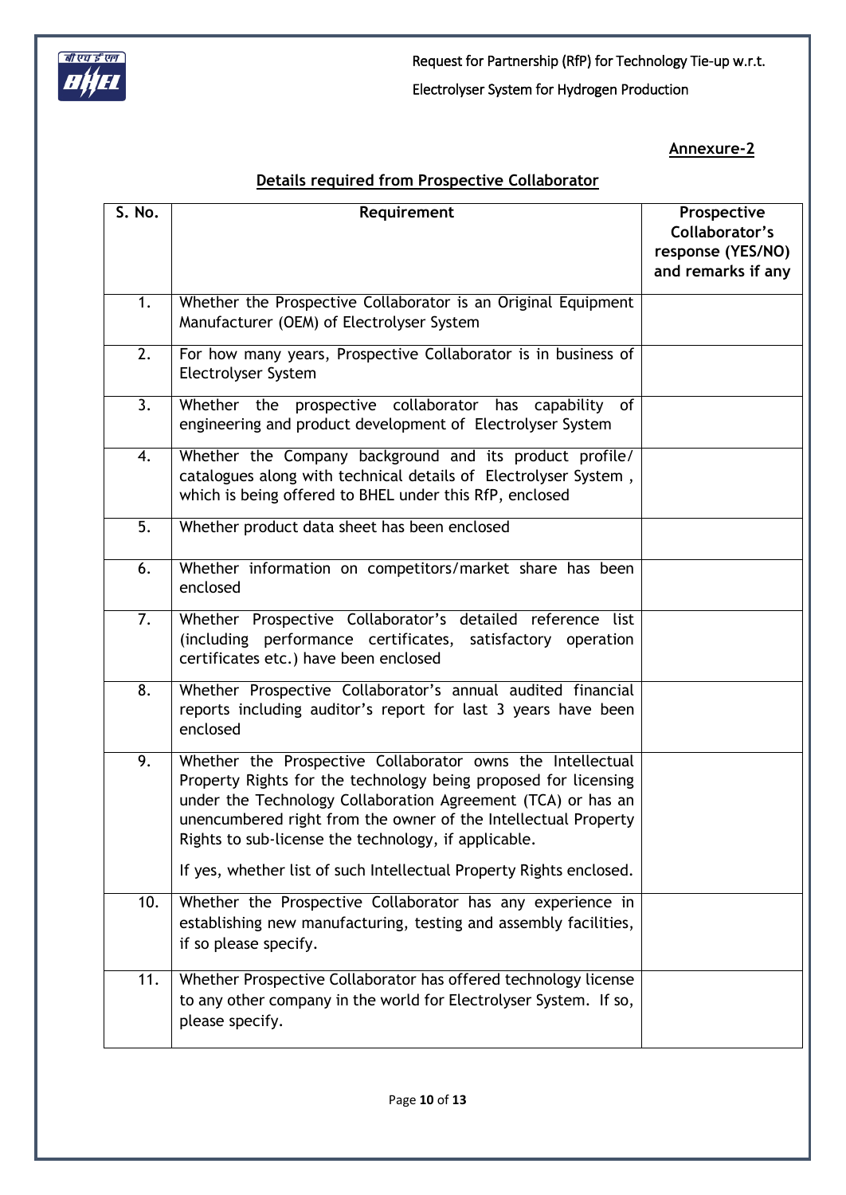**Annexure-2**

**Details required from Prospective Collaborator**

| S. No. | Requirement | Prospective Collaborator's response (YES/NO) and remarks if any |
|---|---|---|
| 1. | Whether the Prospective Collaborator is an Original Equipment Manufacturer (OEM) of Electrolyser System | |
| 2. | For how many years, Prospective Collaborator is in business of Electrolyser System | |
| 3. | Whether the prospective collaborator has capability of engineering and product development of Electrolyser System | |
| 4. | Whether the Company background and its product profile/ catalogues along with technical details of Electrolyser System , which is being offered to BHEL under this RfP, enclosed | |
| 5. | Whether product data sheet has been enclosed | |
| 6. | Whether information on competitors/market share has been enclosed | |
| 7. | Whether Prospective Collaborator's detailed reference list (including performance certificates, satisfactory operation certificates etc.) have been enclosed | |
| 8. | Whether Prospective Collaborator's annual audited financial reports including auditor's report for last 3 years have been enclosed | |
| 9. | Whether the Prospective Collaborator owns the Intellectual Property Rights for the technology being proposed for licensing under the Technology Collaboration Agreement (TCA) or has an unencumbered right from the owner of the Intellectual Property Rights to sub-license the technology, if applicable.<br><br>If yes, whether list of such Intellectual Property Rights enclosed. | |
| 10. | Whether the Prospective Collaborator has any experience in establishing new manufacturing, testing and assembly facilities, if so please specify. | |
| 11. | Whether Prospective Collaborator has offered technology license to any other company in the world for Electrolyser System. If so, please specify. | |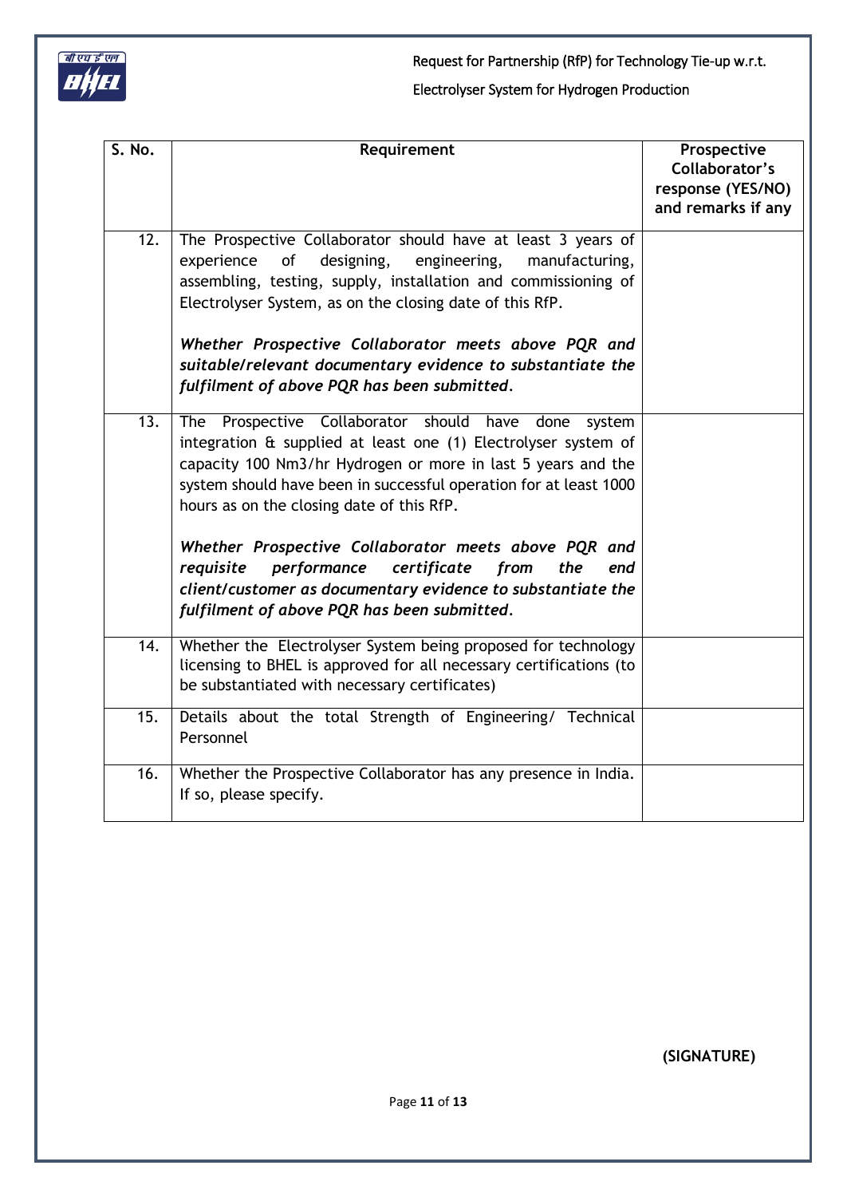| S. No. | Requirement | Prospective Collaborator's response (YES/NO) and remarks if any |
|---|---|---|
| 12. | The Prospective Collaborator should have at least 3 years of experience of designing, engineering, manufacturing, assembling, testing, supply, installation and commissioning of Electrolyser System, as on the closing date of this RfP.<br><br>***Whether Prospective Collaborator meets above PQR and suitable/relevant documentary evidence to substantiate the fulfilment of above PQR has been submitted.*** | |
| 13. | The Prospective Collaborator should have done system integration & supplied at least one (1) Electrolyser system of capacity 100 Nm3/hr Hydrogen or more in last 5 years and the system should have been in successful operation for at least 1000 hours as on the closing date of this RfP.<br><br>***Whether Prospective Collaborator meets above PQR and requisite performance certificate from the end client/customer as documentary evidence to substantiate the fulfilment of above PQR has been submitted.*** | |
| 14. | Whether the Electrolyser System being proposed for technology licensing to BHEL is approved for all necessary certifications (to be substantiated with necessary certificates) | |
| 15. | Details about the total Strength of Engineering/ Technical Personnel | |
| 16. | Whether the Prospective Collaborator has any presence in India. If so, please specify. | |

**(SIGNATURE)**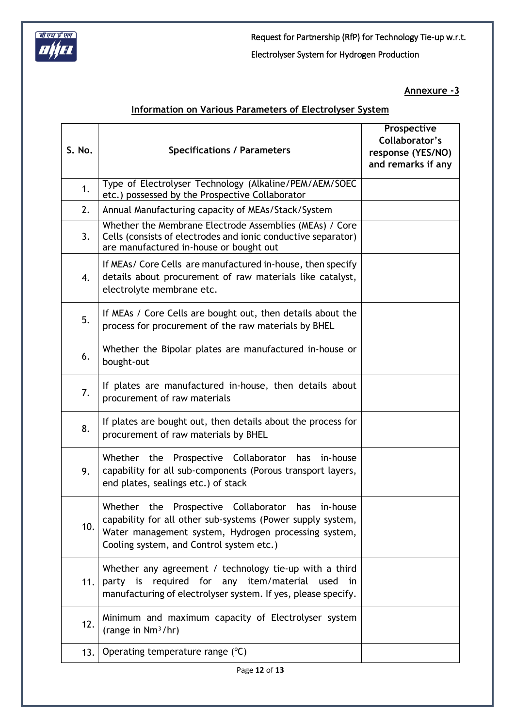**Annexure -3**

**Information on Various Parameters of Electrolyser System**

| S. No. | Specifications / Parameters | Prospective Collaborator's response (YES/NO) and remarks if any |
|---|---|---|
| 1. | Type of Electrolyser Technology (Alkaline/PEM/AEM/SOEC etc.) possessed by the Prospective Collaborator | |
| 2. | Annual Manufacturing capacity of MEAs/Stack/System | |
| 3. | Whether the Membrane Electrode Assemblies (MEAs) / Core Cells (consists of electrodes and ionic conductive separator) are manufactured in-house or bought out | |
| 4. | If MEAs/ Core Cells are manufactured in-house, then specify details about procurement of raw materials like catalyst, electrolyte membrane etc. | |
| 5. | If MEAs / Core Cells are bought out, then details about the process for procurement of the raw materials by BHEL | |
| 6. | Whether the Bipolar plates are manufactured in-house or bought-out | |
| 7. | If plates are manufactured in-house, then details about procurement of raw materials | |
| 8. | If plates are bought out, then details about the process for procurement of raw materials by BHEL | |
| 9. | Whether the Prospective Collaborator has in-house capability for all sub-components (Porous transport layers, end plates, sealings etc.) of stack | |
| 10. | Whether the Prospective Collaborator has in-house capability for all other sub-systems (Power supply system, Water management system, Hydrogen processing system, Cooling system, and Control system etc.) | |
| 11. | Whether any agreement / technology tie-up with a third party is required for any item/material used in manufacturing of electrolyser system. If yes, please specify. | |
| 12. | Minimum and maximum capacity of Electrolyser system (range in $Nm^3/hr$) | |
| 13. | Operating temperature range ($^oC$) | |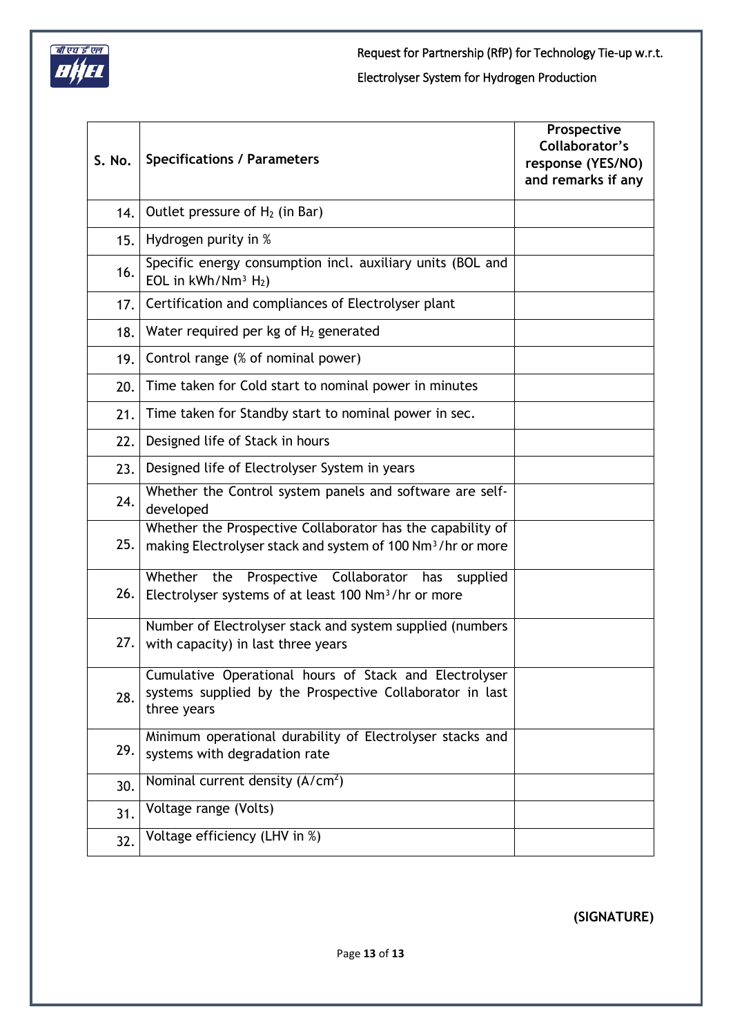| S. No. | Specifications / Parameters | Prospective Collaborator's response (YES/NO) and remarks if any |
|---|---|---|
| 14. | Outlet pressure of $H_2$ (in Bar) | |
| 15. | Hydrogen purity in % | |
| 16. | Specific energy consumption incl. auxiliary units (BOL and EOL in $kWh/Nm^3$ $H_2$) | |
| 17. | Certification and compliances of Electrolyser plant | |
| 18. | Water required per kg of $H_2$ generated | |
| 19. | Control range (% of nominal power) | |
| 20. | Time taken for Cold start to nominal power in minutes | |
| 21. | Time taken for Standby start to nominal power in sec. | |
| 22. | Designed life of Stack in hours | |
| 23. | Designed life of Electrolyser System in years | |
| 24. | Whether the Control system panels and software are self-developed | |
| 25. | Whether the Prospective Collaborator has the capability of making Electrolyser stack and system of 100 $Nm^3/hr$ or more | |
| 26. | Whether the Prospective Collaborator has supplied Electrolyser systems of at least 100 $Nm^3/hr$ or more | |
| 27. | Number of Electrolyser stack and system supplied (numbers with capacity) in last three years | |
| 28. | Cumulative Operational hours of Stack and Electrolyser systems supplied by the Prospective Collaborator in last three years | |
| 29. | Minimum operational durability of Electrolyser stacks and systems with degradation rate | |
| 30. | Nominal current density ($A/cm^2$) | |
| 31. | Voltage range (Volts) | |
| 32. | Voltage efficiency (LHV in %) | |

**(SIGNATURE)**